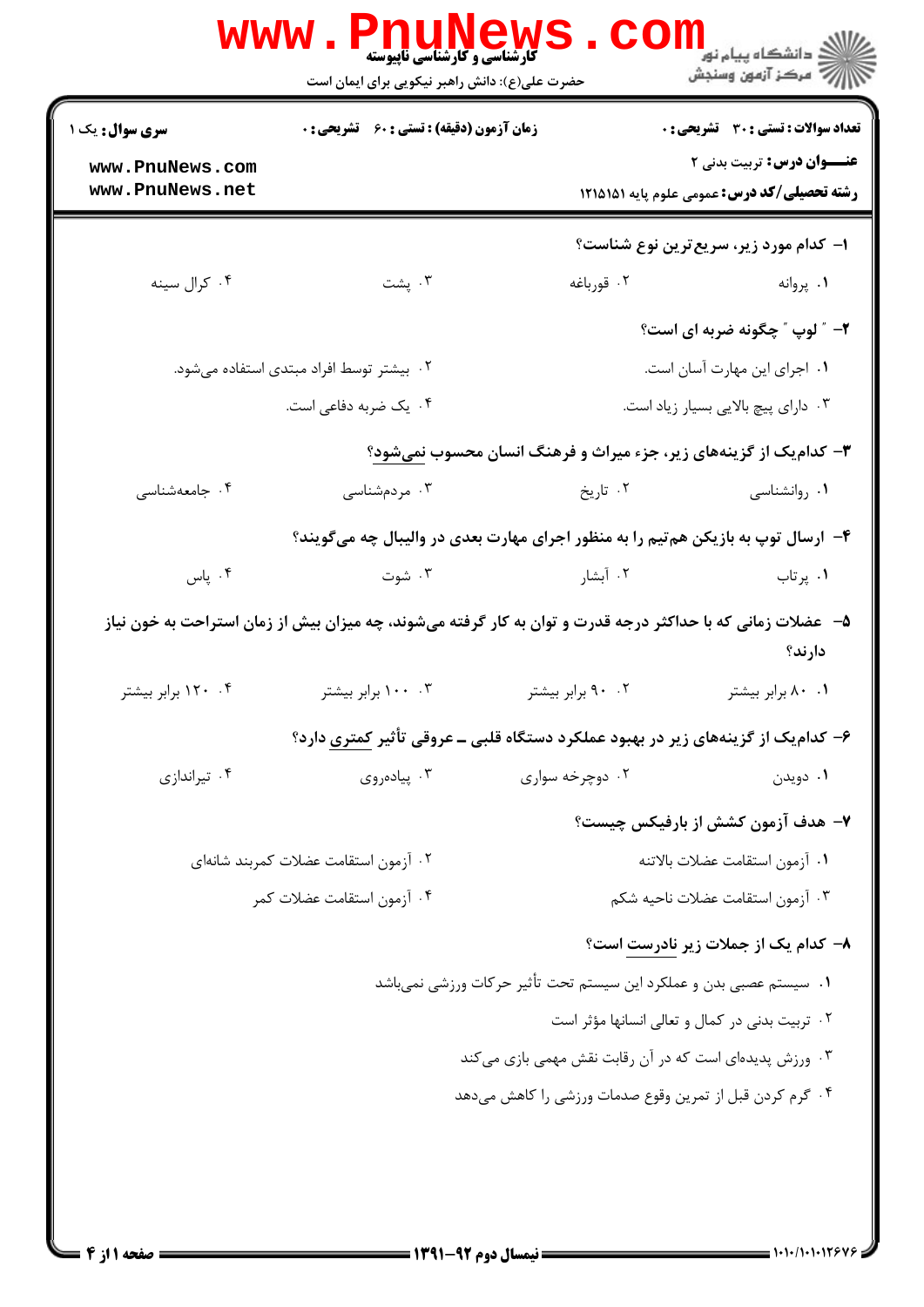کارشناسی و کارشناسی ناپیوسته

حضرت علی(ع): دانش راهبر نیکویی برای ایمان است

دانشگاه پیام نور
مرکز آزمون وسنجش

**تعداد سوالات : تستی : ۳۰ تشریحی : ۰** | **زمان آزمون (دقیقه) : تستی : ۶۰ تشریحی : ۰** | **سری سوال : یک ۱**

**عنـــوان درس:** تربیت بدنی ۲

**رشته تحصیلی/کد درس:** عمومی علوم پایه ۱۲۱۵۱۵۱

**۱- کدام مورد زیر، سریع‌ترین نوع شناست؟**

۱. پروانه ۲. قورباغه ۳. پشت ۴. کرال سینه

**۲- " لوپ " چگونه ضربه ای است؟**

۱. اجرای این مهارت آسان است.
۲. بیشتر توسط افراد مبتدی استفاده می‌شود.
۳. دارای پیچ بالایی بسیار زیاد است.
۴. یک ضربه دفاعی است.

**۳- کدام‌یک از گزینه‌های زیر، جزء میراث و فرهنگ انسان محسوب نمی‌شود؟**

۱. روانشناسی ۲. تاریخ ۳. مردم‌شناسی ۴. جامعه‌شناسی

**۴- ارسال توپ به بازیکن هم‌تیم را به منظور اجرای مهارت بعدی در والیبال چه می‌گویند؟**

۱. پرتاب ۲. آبشار ۳. شوت ۴. پاس

**۵- عضلات زمانی که با حداکثر درجه قدرت و توان به کار گرفته می‌شوند، چه میزان بیش از زمان استراحت به خون نیاز دارند؟**

۱. ۸۰ برابر بیشتر ۲. ۹۰ برابر بیشتر ۳. ۱۰۰ برابر بیشتر ۴. ۱۲۰ برابر بیشتر

**۶- کدام‌یک از گزینه‌های زیر در بهبود عملکرد دستگاه قلبی ـ عروقی تأثیر کمتری دارد؟**

۱. دویدن ۲. دوچرخه سواری ۳. پیاده‌روی ۴. تیراندازی

**۷- هدف آزمون کشش از بارفیکس چیست؟**

۱. آزمون استقامت عضلات بالاتنه
۲. آزمون استقامت عضلات کمربند شانه‌ای
۳. آزمون استقامت عضلات ناحیه شکم
۴. آزمون استقامت عضلات کمر

**۸- کدام یک از جملات زیر نادرست است؟**

۱. سیستم عصبی بدن و عملکرد این سیستم تحت تأثیر حرکات ورزشی نمی‌باشد
۲. تربیت بدنی در کمال و تعالی انسانها مؤثر است
۳. ورزش پدیده‌ای است که در آن رقابت نقش مهمی بازی می‌کند
۴. گرم کردن قبل از تمرین وقوع صدمات ورزشی را کاهش می‌دهد

نیمسال دوم ۹۲-۱۳۹۱

۱۰۱۰/۱۰۱۰۱۲۶۷۶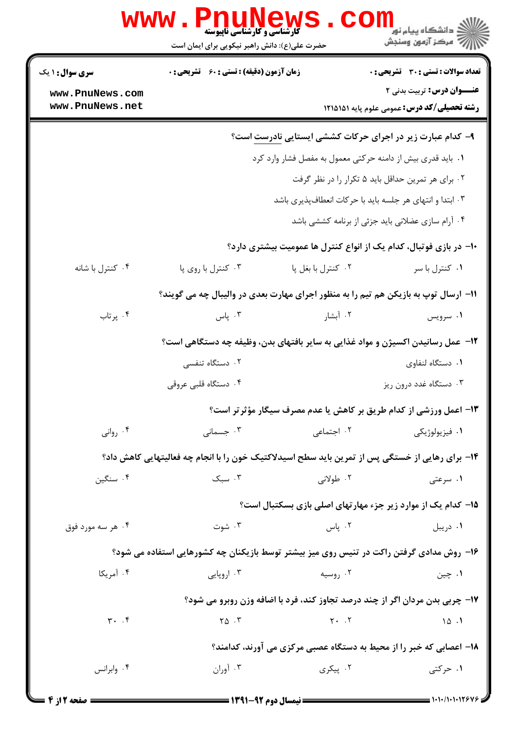**سری سوال:** ۱ یک | **زمان آزمون (دقیقه) : تستی :** ۶۰ **تشریحی :** ۰ | **تعداد سوالات : تستی :** ۳۰ **تشریحی :** ۰

**عنـــوان درس:** تربیت بدنی ۲

**رشته تحصیلی/کد درس:** عمومی علوم پایه ۱۲۱۵۱۵۱

۹- کدام عبارت زیر در اجرای حرکات کششی ایستایی نادرست است؟

۱. باید قدری بیش از دامنه حرکتی معمول به مفصل فشار وارد کرد

۲. برای هر تمرین حداقل باید ۵ تکرار را در نظر گرفت

۳. ابتدا و انتهای هر جلسه باید با حرکات انعطاف‌پذیری باشد

۴. آرام سازی عضلانی باید جزئی از برنامه کششی باشد

۱۰- در بازی فوتبال، کدام یک از انواع کنترل ها عمومیت بیشتری دارد؟

۱. کنترل با سر  ۲. کنترل با بغل پا  ۳. کنترل با روی پا  ۴. کنترل با شانه

۱۱- ارسال توپ به بازیکن هم تیم را به منظور اجرای مهارت بعدی در والیبال چه می گویند؟

۱. سرویس  ۲. آبشار  ۳. پاس  ۴. پرتاب

۱۲- عمل رسانیدن اکسیژن و مواد غذایی به سایر بافتهای بدن، وظیفه چه دستگاهی است؟

۱. دستگاه لنفاوی  ۲. دستگاه تنفسی

۳. دستگاه غدد درون ریز  ۴. دستگاه قلبی عروقی

۱۳- اعمل ورزشی از کدام طریق بر کاهش یا عدم مصرف سیگار مؤثرتر است؟

۱. فیزیولوژیکی  ۲. اجتماعی  ۳. جسمانی  ۴. روانی

۱۴- برای رهایی از خستگی پس از تمرین باید سطح اسیدلاکتیک خون را با انجام چه فعالیتهایی کاهش داد؟

۱. سرعتی  ۲. طولانی  ۳. سبک  ۴. سنگین

۱۵- کدام یک از موارد زیر جزء مهارتهای اصلی بازی بسکتبال است؟

۱. دریبل  ۲. پاس  ۳. شوت  ۴. هر سه مورد فوق

۱۶- روش مدادی گرفتن راکت در تنیس روی میز بیشتر توسط بازیکنان چه کشورهایی استفاده می شود؟

۱. چین  ۲. روسیه  ۳. اروپایی  ۴. آمریکا

۱۷- چربی بدن مردان اگر از چند درصد تجاوز کند، فرد با اضافه وزن روبرو می شود؟

۱. ۱۵  ۲. ۲۰  ۳. ۲۵  ۴. ۳۰

۱۸- اعصابی که خبر را از محیط به دستگاه عصبی مرکزی می آورند، کدامند؟

۱. حرکتی  ۲. پیکری  ۳. آوران  ۴. وابرانس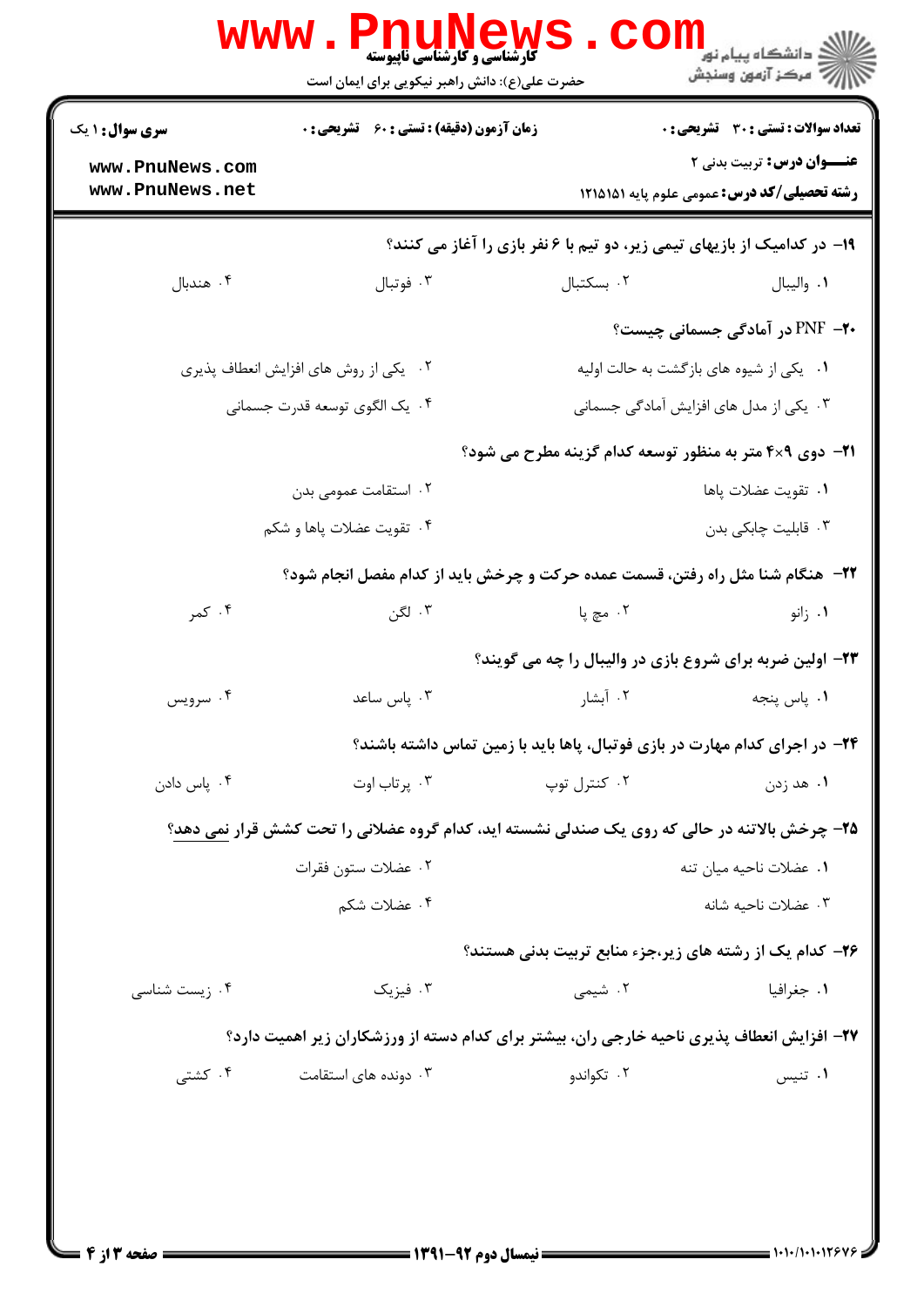۱۹- در کدامیک از بازیهای تیمی زیر، دو تیم با ۶ نفر بازی را آغاز می کنند؟

۱. والیبال
۲. بسکتبال
۳. فوتبال
۴. هندبال

۲۰- PNF در آمادگی جسمانی چیست؟

۱. یکی از شیوه های بازگشت به حالت اولیه
۲. یکی از روش های افزایش انعطاف پذیری
۳. یکی از مدل های افزایش آمادگی جسمانی
۴. یک الگوی توسعه قدرت جسمانی

۲۱- دوی ۹×۴ متر به منظور توسعه کدام گزینه مطرح می شود؟

۱. تقویت عضلات پاها
۲. استقامت عمومی بدن
۳. قابلیت چابکی بدن
۴. تقویت عضلات پاها و شکم

۲۲- هنگام شنا مثل راه رفتن، قسمت عمده حرکت و چرخش باید از کدام مفصل انجام شود؟

۱. زانو
۲. مچ پا
۳. لگن
۴. کمر

۲۳- اولین ضربه برای شروع بازی در والیبال را چه می گویند؟

۱. پاس پنجه
۲. آبشار
۳. پاس ساعد
۴. سرویس

۲۴- در اجرای کدام مهارت در بازی فوتبال، پاها باید با زمین تماس داشته باشند؟

۱. هد زدن
۲. کنترل توپ
۳. پرتاب اوت
۴. پاس دادن

۲۵- چرخش بالاتنه در حالی که روی یک صندلی نشسته اید، کدام گروه عضلانی را تحت کشش قرار **نمی** دهد؟

۱. عضلات ناحیه میان تنه
۲. عضلات ستون فقرات
۳. عضلات ناحیه شانه
۴. عضلات شکم

۲۶- کدام یک از رشته های زیر،جزء منابع تربیت بدنی هستند؟

۱. جغرافیا
۲. شیمی
۳. فیزیک
۴. زیست شناسی

۲۷- افزایش انعطاف پذیری ناحیه خارجی ران، بیشتر برای کدام دسته از ورزشکاران زیر اهمیت دارد؟

۱. تنیس
۲. تکواندو
۳. دونده های استقامت
۴. کشتی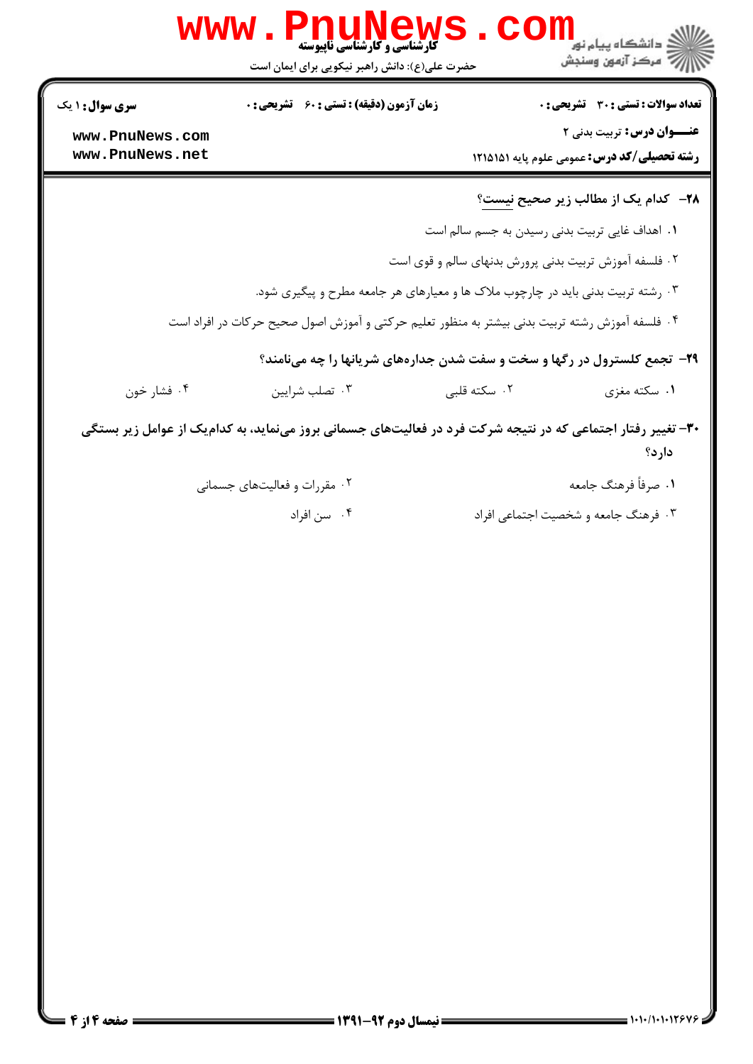**۲۸- کدام یک از مطالب زیر صحیح نیست؟**

۱. اهداف غایی تربیت بدنی رسیدن به جسم سالم است

۲. فلسفه آموزش تربیت بدنی پرورش بدنهای سالم و قوی است

۳. رشته تربیت بدنی باید در چارچوب ملاک ها و معیارهای هر جامعه مطرح و پیگیری شود.

۴. فلسفه آموزش رشته تربیت بدنی بیشتر به منظور تعلیم حرکتی و آموزش اصول صحیح حرکات در افراد است

**۲۹- تجمع کلسترول در رگها و سخت و سفت شدن جداره‌های شریانها را چه می‌نامند؟**

۱. سکته مغزی
۲. سکته قلبی
۳. تصلب شرایین
۴. فشار خون

**۳۰- تغییر رفتار اجتماعی که در نتیجه شرکت فرد در فعالیت‌های جسمانی بروز می‌نماید، به کدام‌یک از عوامل زیر بستگی دارد؟**

۱. صرفاً فرهنگ جامعه
۲. مقررات و فعالیت‌های جسمانی
۳. فرهنگ جامعه و شخصیت اجتماعی افراد
۴. سن افراد